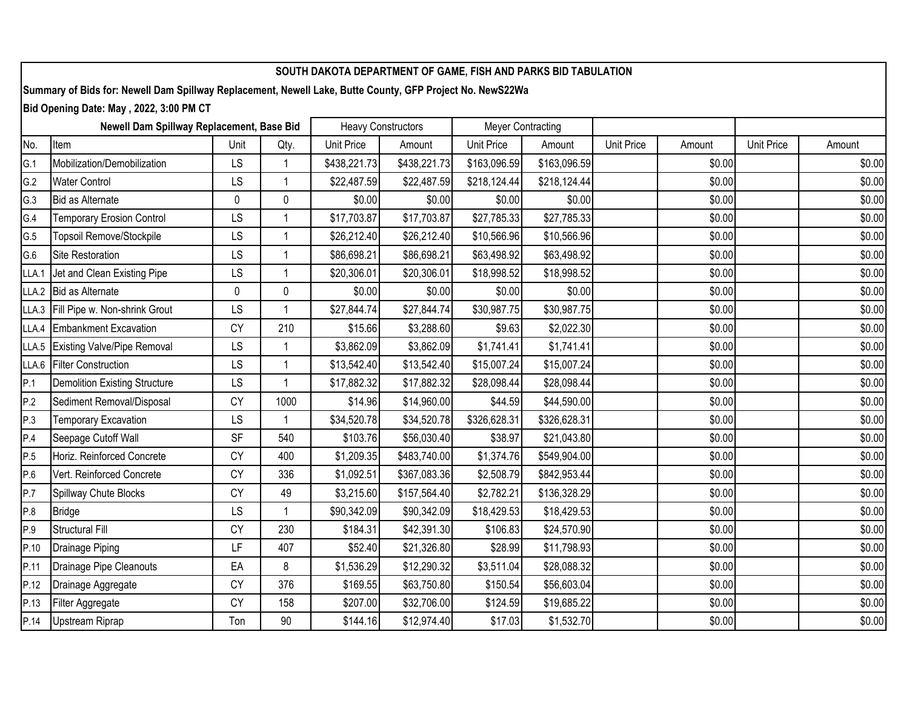**SOUTH DAKOTA DEPARTMENT OF GAME, FISH AND PARKS BID TABULATION**

**Summary of Bids for: Newell Dam Spillway Replacement, Newell Lake, Butte County, GFP Project No. NewS22Wa**

**Bid Opening Date: May , 2022, 3:00 PM CT**

| Newell Dam Spillway Replacement, Base Bid | | | | Heavy Constructors | | Meyer Contracting | | | | | |
|---|---|---|---|---|---|---|---|---|---|---|---|
| No. | Item | Unit | Qty. | Unit Price | Amount | Unit Price | Amount | Unit Price | Amount | Unit Price | Amount |
| G.1 | Mobilization/Demobilization | LS | 1 | $438,221.73 | $438,221.73 | $163,096.59 | $163,096.59 | | $0.00 | | $0.00 |
| G.2 | Water Control | LS | 1 | $22,487.59 | $22,487.59 | $218,124.44 | $218,124.44 | | $0.00 | | $0.00 |
| G.3 | Bid as Alternate | 0 | 0 | $0.00 | $0.00 | $0.00 | $0.00 | | $0.00 | | $0.00 |
| G.4 | Temporary Erosion Control | LS | 1 | $17,703.87 | $17,703.87 | $27,785.33 | $27,785.33 | | $0.00 | | $0.00 |
| G.5 | Topsoil Remove/Stockpile | LS | 1 | $26,212.40 | $26,212.40 | $10,566.96 | $10,566.96 | | $0.00 | | $0.00 |
| G.6 | Site Restoration | LS | 1 | $86,698.21 | $86,698.21 | $63,498.92 | $63,498.92 | | $0.00 | | $0.00 |
| LLA.1 | Jet and Clean Existing Pipe | LS | 1 | $20,306.01 | $20,306.01 | $18,998.52 | $18,998.52 | | $0.00 | | $0.00 |
| LLA.2 | Bid as Alternate | 0 | 0 | $0.00 | $0.00 | $0.00 | $0.00 | | $0.00 | | $0.00 |
| LLA.3 | Fill Pipe w. Non-shrink Grout | LS | 1 | $27,844.74 | $27,844.74 | $30,987.75 | $30,987.75 | | $0.00 | | $0.00 |
| LLA.4 | Embankment Excavation | CY | 210 | $15.66 | $3,288.60 | $9.63 | $2,022.30 | | $0.00 | | $0.00 |
| LLA.5 | Existing Valve/Pipe Removal | LS | 1 | $3,862.09 | $3,862.09 | $1,741.41 | $1,741.41 | | $0.00 | | $0.00 |
| LLA.6 | Filter Construction | LS | 1 | $13,542.40 | $13,542.40 | $15,007.24 | $15,007.24 | | $0.00 | | $0.00 |
| P.1 | Demolition Existing Structure | LS | 1 | $17,882.32 | $17,882.32 | $28,098.44 | $28,098.44 | | $0.00 | | $0.00 |
| P.2 | Sediment Removal/Disposal | CY | 1000 | $14.96 | $14,960.00 | $44.59 | $44,590.00 | | $0.00 | | $0.00 |
| P.3 | Temporary Excavation | LS | 1 | $34,520.78 | $34,520.78 | $326,628.31 | $326,628.31 | | $0.00 | | $0.00 |
| P.4 | Seepage Cutoff Wall | SF | 540 | $103.76 | $56,030.40 | $38.97 | $21,043.80 | | $0.00 | | $0.00 |
| P.5 | Horiz. Reinforced Concrete | CY | 400 | $1,209.35 | $483,740.00 | $1,374.76 | $549,904.00 | | $0.00 | | $0.00 |
| P.6 | Vert. Reinforced Concrete | CY | 336 | $1,092.51 | $367,083.36 | $2,508.79 | $842,953.44 | | $0.00 | | $0.00 |
| P.7 | Spillway Chute Blocks | CY | 49 | $3,215.60 | $157,564.40 | $2,782.21 | $136,328.29 | | $0.00 | | $0.00 |
| P.8 | Bridge | LS | 1 | $90,342.09 | $90,342.09 | $18,429.53 | $18,429.53 | | $0.00 | | $0.00 |
| P.9 | Structural Fill | CY | 230 | $184.31 | $42,391.30 | $106.83 | $24,570.90 | | $0.00 | | $0.00 |
| P.10 | Drainage Piping | LF | 407 | $52.40 | $21,326.80 | $28.99 | $11,798.93 | | $0.00 | | $0.00 |
| P.11 | Drainage Pipe Cleanouts | EA | 8 | $1,536.29 | $12,290.32 | $3,511.04 | $28,088.32 | | $0.00 | | $0.00 |
| P.12 | Drainage Aggregate | CY | 376 | $169.55 | $63,750.80 | $150.54 | $56,603.04 | | $0.00 | | $0.00 |
| P.13 | Filter Aggregate | CY | 158 | $207.00 | $32,706.00 | $124.59 | $19,685.22 | | $0.00 | | $0.00 |
| P.14 | Upstream Riprap | Ton | 90 | $144.16 | $12,974.40 | $17.03 | $1,532.70 | | $0.00 | | $0.00 |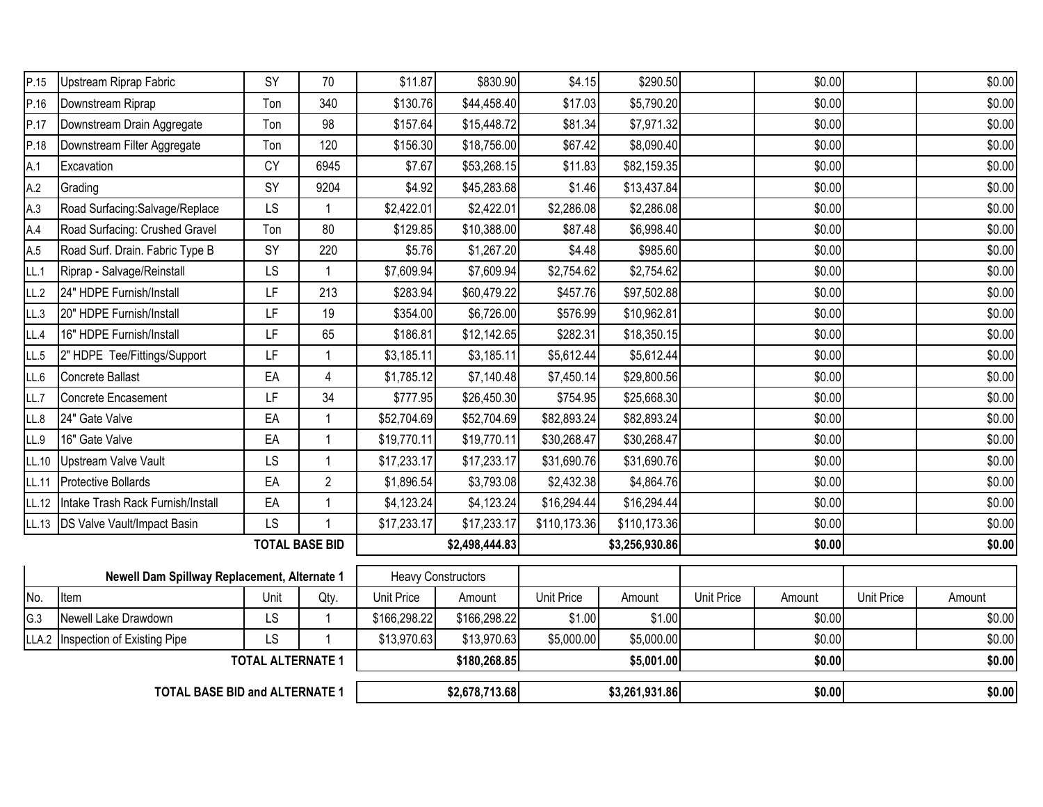| | | | | | | | | | | | |
|---|---|---|---|---|---|---|---|---|---|---|---|
| P.15 | Upstream Riprap Fabric | SY | 70 | $11.87 | $830.90 | $4.15 | $290.50 | | $0.00 | | $0.00 |
| P.16 | Downstream Riprap | Ton | 340 | $130.76 | $44,458.40 | $17.03 | $5,790.20 | | $0.00 | | $0.00 |
| P.17 | Downstream Drain Aggregate | Ton | 98 | $157.64 | $15,448.72 | $81.34 | $7,971.32 | | $0.00 | | $0.00 |
| P.18 | Downstream Filter Aggregate | Ton | 120 | $156.30 | $18,756.00 | $67.42 | $8,090.40 | | $0.00 | | $0.00 |
| A.1 | Excavation | CY | 6945 | $7.67 | $53,268.15 | $11.83 | $82,159.35 | | $0.00 | | $0.00 |
| A.2 | Grading | SY | 9204 | $4.92 | $45,283.68 | $1.46 | $13,437.84 | | $0.00 | | $0.00 |
| A.3 | Road Surfacing:Salvage/Replace | LS | 1 | $2,422.01 | $2,422.01 | $2,286.08 | $2,286.08 | | $0.00 | | $0.00 |
| A.4 | Road Surfacing: Crushed Gravel | Ton | 80 | $129.85 | $10,388.00 | $87.48 | $6,998.40 | | $0.00 | | $0.00 |
| A.5 | Road Surf. Drain. Fabric Type B | SY | 220 | $5.76 | $1,267.20 | $4.48 | $985.60 | | $0.00 | | $0.00 |
| LL.1 | Riprap - Salvage/Reinstall | LS | 1 | $7,609.94 | $7,609.94 | $2,754.62 | $2,754.62 | | $0.00 | | $0.00 |
| LL.2 | 24" HDPE Furnish/Install | LF | 213 | $283.94 | $60,479.22 | $457.76 | $97,502.88 | | $0.00 | | $0.00 |
| LL.3 | 20" HDPE Furnish/Install | LF | 19 | $354.00 | $6,726.00 | $576.99 | $10,962.81 | | $0.00 | | $0.00 |
| LL.4 | 16" HDPE Furnish/Install | LF | 65 | $186.81 | $12,142.65 | $282.31 | $18,350.15 | | $0.00 | | $0.00 |
| LL.5 | 2" HDPE Tee/Fittings/Support | LF | 1 | $3,185.11 | $3,185.11 | $5,612.44 | $5,612.44 | | $0.00 | | $0.00 |
| LL.6 | Concrete Ballast | EA | 4 | $1,785.12 | $7,140.48 | $7,450.14 | $29,800.56 | | $0.00 | | $0.00 |
| LL.7 | Concrete Encasement | LF | 34 | $777.95 | $26,450.30 | $754.95 | $25,668.30 | | $0.00 | | $0.00 |
| LL.8 | 24" Gate Valve | EA | 1 | $52,704.69 | $52,704.69 | $82,893.24 | $82,893.24 | | $0.00 | | $0.00 |
| LL.9 | 16" Gate Valve | EA | 1 | $19,770.11 | $19,770.11 | $30,268.47 | $30,268.47 | | $0.00 | | $0.00 |
| LL.10 | Upstream Valve Vault | LS | 1 | $17,233.17 | $17,233.17 | $31,690.76 | $31,690.76 | | $0.00 | | $0.00 |
| LL.11 | Protective Bollards | EA | 2 | $1,896.54 | $3,793.08 | $2,432.38 | $4,864.76 | | $0.00 | | $0.00 |
| LL.12 | Intake Trash Rack Furnish/Install | EA | 1 | $4,123.24 | $4,123.24 | $16,294.44 | $16,294.44 | | $0.00 | | $0.00 |
| LL.13 | DS Valve Vault/Impact Basin | LS | 1 | $17,233.17 | $17,233.17 | $110,173.36 | $110,173.36 | | $0.00 | | $0.00 |
| | | | **TOTAL BASE BID** | | **$2,498,444.83** | | **$3,256,930.86** | | **$0.00** | | **$0.00** |

| **Newell Dam Spillway Replacement, Alternate 1** | | | | Heavy Constructors | | | | | | | |
|---|---|---|---|---|---|---|---|---|---|---|---|
| No. | Item | Unit | Qty. | Unit Price | Amount | Unit Price | Amount | Unit Price | Amount | Unit Price | Amount |
| G.3 | Newell Lake Drawdown | LS | 1 | $166,298.22 | $166,298.22 | $1.00 | $1.00 | | $0.00 | | $0.00 |
| LLA.2 | Inspection of Existing Pipe | LS | 1 | $13,970.63 | $13,970.63 | $5,000.00 | $5,000.00 | | $0.00 | | $0.00 |
| | | | **TOTAL ALTERNATE 1** | | **$180,268.85** | | **$5,001.00** | | **$0.00** | | **$0.00** |
| | | | **TOTAL BASE BID and ALTERNATE 1** | | **$2,678,713.68** | | **$3,261,931.86** | | **$0.00** | | **$0.00** |